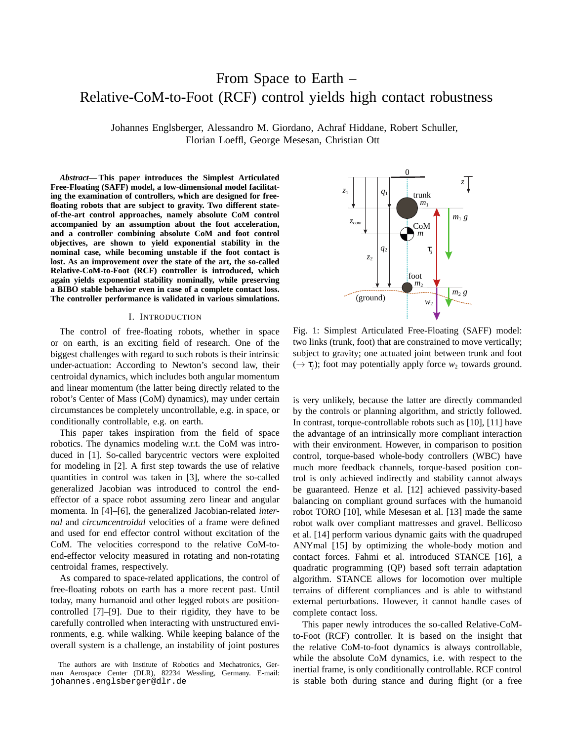# From Space to Earth – Relative-CoM-to-Foot (RCF) control yields high contact robustness

Johannes Englsberger, Alessandro M. Giordano, Achraf Hiddane, Robert Schuller, Florian Loeffl, George Mesesan, Christian Ott

***Abstract*— This paper introduces the Simplest Articulated Free-Floating (SAFF) model, a low-dimensional model facilitating the examination of controllers, which are designed for free-floating robots that are subject to gravity. Two different state-of-the-art control approaches, namely absolute CoM control accompanied by an assumption about the foot acceleration, and a controller combining absolute CoM and foot control objectives, are shown to yield exponential stability in the nominal case, while becoming unstable if the foot contact is lost. As an improvement over the state of the art, the so-called Relative-CoM-to-Foot (RCF) controller is introduced, which again yields exponential stability nominally, while preserving a BIBO stable behavior even in case of a complete contact loss. The controller performance is validated in various simulations.**

## I. Introduction

The control of free-floating robots, whether in space or on earth, is an exciting field of research. One of the biggest challenges with regard to such robots is their intrinsic under-actuation: According to Newton's second law, their centroidal dynamics, which includes both angular momentum and linear momentum (the latter being directly related to the robot's Center of Mass (CoM) dynamics), may under certain circumstances be completely uncontrollable, e.g. in space, or conditionally controllable, e.g. on earth.

This paper takes inspiration from the field of space robotics. The dynamics modeling w.r.t. the CoM was introduced in [1]. So-called barycentric vectors were exploited for modeling in [2]. A first step towards the use of relative quantities in control was taken in [3], where the so-called generalized Jacobian was introduced to control the end-effector of a space robot assuming zero linear and angular momenta. In [4]–[6], the generalized Jacobian-related *internal* and *circumcentroidal* velocities of a frame were defined and used for end effector control without excitation of the CoM. The velocities correspond to the relative CoM-to-end-effector velocity measured in rotating and non-rotating centroidal frames, respectively.

As compared to space-related applications, the control of free-floating robots on earth has a more recent past. Until today, many humanoid and other legged robots are position-controlled [7]–[9]. Due to their rigidity, they have to be carefully controlled when interacting with unstructured environments, e.g. while walking. While keeping balance of the overall system is a challenge, an instability of joint postures is very unlikely, because the latter are directly commanded by the controls or planning algorithm, and strictly followed. In contrast, torque-controllable robots such as [10], [11] have the advantage of an intrinsically more compliant interaction with their environment. However, in comparison to position control, torque-based whole-body controllers (WBC) have much more feedback channels, torque-based position control is only achieved indirectly and stability cannot always be guaranteed. Henze et al. [12] achieved passivity-based balancing on compliant ground surfaces with the humanoid robot TORO [10], while Mesesan et al. [13] made the same robot walk over compliant mattresses and gravel. Bellicoso et al. [14] perform various dynamic gaits with the quadruped ANYmal [15] by optimizing the whole-body motion and contact forces. Fahmi et al. introduced STANCE [16], a quadratic programming (QP) based soft terrain adaptation algorithm. STANCE allows for locomotion over multiple terrains of different compliances and is able to withstand external perturbations. However, it cannot handle cases of complete contact loss.

Fig. 1: Simplest Articulated Free-Floating (SAFF) model: two links (trunk, foot) that are constrained to move vertically; subject to gravity; one actuated joint between trunk and foot ($\rightarrow \tau_j$); foot may potentially apply force $w_2$ towards ground.

This paper newly introduces the so-called Relative-CoM-to-Foot (RCF) controller. It is based on the insight that the relative CoM-to-foot dynamics is always controllable, while the absolute CoM dynamics, i.e. with respect to the inertial frame, is only conditionally controllable. RCF control is stable both during stance and during flight (or a free

The authors are with Institute of Robotics and Mechatronics, German Aerospace Center (DLR), 82234 Wessling, Germany. E-mail: johannes.englsberger@dlr.de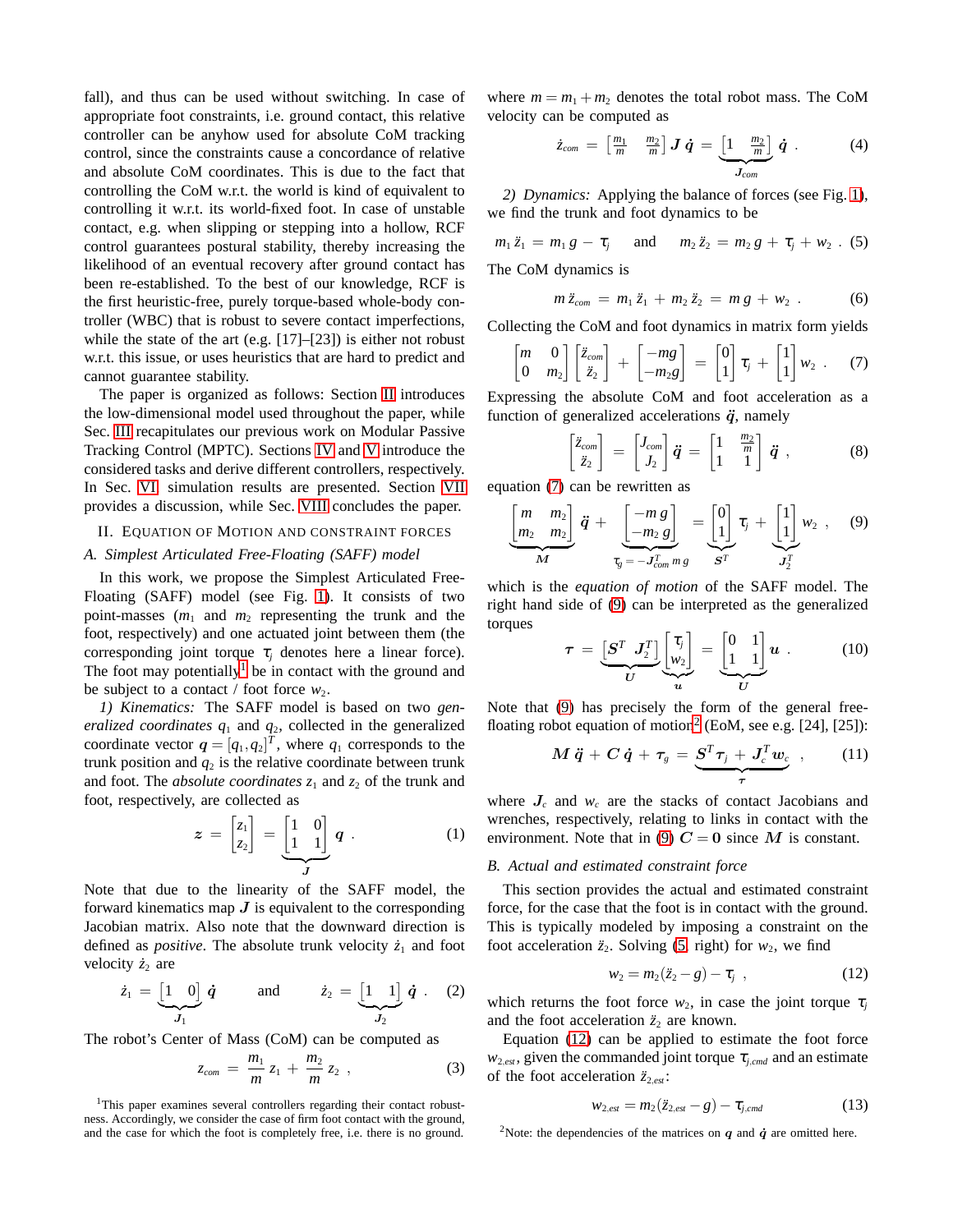fall), and thus can be used without switching. In case of appropriate foot constraints, i.e. ground contact, this relative controller can be anyhow used for absolute CoM tracking control, since the constraints cause a concordance of relative and absolute CoM coordinates. This is due to the fact that controlling the CoM w.r.t. the world is kind of equivalent to controlling it w.r.t. its world-fixed foot. In case of unstable contact, e.g. when slipping or stepping into a hollow, RCF control guarantees postural stability, thereby increasing the likelihood of an eventual recovery after ground contact has been re-established. To the best of our knowledge, RCF is the first heuristic-free, purely torque-based whole-body controller (WBC) that is robust to severe contact imperfections, while the state of the art (e.g. [17]–[23]) is either not robust w.r.t. this issue, or uses heuristics that are hard to predict and cannot guarantee stability.

The paper is organized as follows: Section II introduces the low-dimensional model used throughout the paper, while Sec. III recapitulates our previous work on Modular Passive Tracking Control (MPTC). Sections IV and V introduce the considered tasks and derive different controllers, respectively. In Sec. VI simulation results are presented. Section VII provides a discussion, while Sec. VIII concludes the paper.

## II. Equation of Motion and Constraint Forces

### A. Simplest Articulated Free-Floating (SAFF) model

In this work, we propose the Simplest Articulated Free-Floating (SAFF) model (see Fig. 1). It consists of two point-masses ($m_1$ and $m_2$ representing the trunk and the foot, respectively) and one actuated joint between them (the corresponding joint torque $\tau_j$ denotes here a linear force). The foot may potentially[1] be in contact with the ground and be subject to a contact / foot force $w_2$.

*1) Kinematics:* The SAFF model is based on two *generalized coordinates* $q_1$ and $q_2$, collected in the generalized coordinate vector $\boldsymbol{q} = [q_1, q_2]^T$, where $q_1$ corresponds to the trunk position and $q_2$ is the relative coordinate between trunk and foot. The *absolute coordinates* $z_1$ and $z_2$ of the trunk and foot, respectively, are collected as

$$\boldsymbol{z} = \begin{bmatrix} z_1 \\ z_2 \end{bmatrix} = \underbrace{\begin{bmatrix} 1 & 0 \\ 1 & 1 \end{bmatrix}}_{\boldsymbol{J}} \boldsymbol{q} \ . \tag{1}$$

Note that due to the linearity of the SAFF model, the forward kinematics map $\boldsymbol{J}$ is equivalent to the corresponding Jacobian matrix. Also note that the downward direction is defined as *positive*. The absolute trunk velocity $\dot{z}_1$ and foot velocity $\dot{z}_2$ are

$$\dot{z}_1 = \underbrace{\begin{bmatrix} 1 & 0 \end{bmatrix}}_{J_1} \dot{\boldsymbol{q}} \qquad \text{and} \qquad \dot{z}_2 = \underbrace{\begin{bmatrix} 1 & 1 \end{bmatrix}}_{J_2} \dot{\boldsymbol{q}} \ . \tag{2}$$

The robot's Center of Mass (CoM) can be computed as

$$z_{com} = \frac{m_1}{m} z_1 + \frac{m_2}{m} z_2 \ , \tag{3}$$

where $m = m_1 + m_2$ denotes the total robot mass. The CoM velocity can be computed as

$$\dot{z}_{com} = \begin{bmatrix} \frac{m_1}{m} & \frac{m_2}{m} \end{bmatrix} \boldsymbol{J} \, \dot{\boldsymbol{q}} = \underbrace{\begin{bmatrix} 1 & \frac{m_2}{m} \end{bmatrix}}_{J_{com}} \dot{\boldsymbol{q}} \ . \tag{4}$$

*2) Dynamics:* Applying the balance of forces (see Fig. 1), we find the trunk and foot dynamics to be

$$m_1 \ddot{z}_1 = m_1 g - \tau_j \qquad \text{and} \qquad m_2 \ddot{z}_2 = m_2 g + \tau_j + w_2 \ . \tag{5}$$

The CoM dynamics is

$$m \ddot{z}_{com} = m_1 \ddot{z}_1 + m_2 \ddot{z}_2 = m g + w_2 \ . \tag{6}$$

Collecting the CoM and foot dynamics in matrix form yields

$$\begin{bmatrix} m & 0 \\ 0 & m_2 \end{bmatrix} \begin{bmatrix} \ddot{z}_{com} \\ \ddot{z}_2 \end{bmatrix} + \begin{bmatrix} -mg \\ -m_2 g \end{bmatrix} = \begin{bmatrix} 0 \\ 1 \end{bmatrix} \tau_j + \begin{bmatrix} 1 \\ 1 \end{bmatrix} w_2 \ . \tag{7}$$

Expressing the absolute CoM and foot acceleration as a function of generalized accelerations $\ddot{\boldsymbol{q}}$, namely

$$\begin{bmatrix} \ddot{z}_{com} \\ \ddot{z}_2 \end{bmatrix} = \begin{bmatrix} J_{com} \\ J_2 \end{bmatrix} \ddot{\boldsymbol{q}} = \begin{bmatrix} 1 & \frac{m_2}{m} \\ 1 & 1 \end{bmatrix} \ddot{\boldsymbol{q}} \ , \tag{8}$$

equation (7) can be rewritten as

$$\underbrace{\begin{bmatrix} m & m_2 \\ m_2 & m_2 \end{bmatrix}}_{\boldsymbol{M}} \ddot{\boldsymbol{q}} + \underbrace{\begin{bmatrix} -m\,g \\ -m_2\,g \end{bmatrix}}_{\tau_g = -J_{com}^T m\, g} = \underbrace{\begin{bmatrix} 0 \\ 1 \end{bmatrix}}_{S^T} \tau_j + \underbrace{\begin{bmatrix} 1 \\ 1 \end{bmatrix}}_{J_2^T} w_2 \ , \tag{9}$$

which is the *equation of motion* of the SAFF model. The right hand side of (9) can be interpreted as the generalized torques

$$\boldsymbol{\tau} = \underbrace{\begin{bmatrix} \boldsymbol{S}^T & \boldsymbol{J}_2^T \end{bmatrix}}_{\boldsymbol{U}} \underbrace{\begin{bmatrix} \tau_j \\ w_2 \end{bmatrix}}_{\boldsymbol{u}} = \underbrace{\begin{bmatrix} 0 & 1 \\ 1 & 1 \end{bmatrix}}_{\boldsymbol{U}} \boldsymbol{u} \ . \tag{10}$$

Note that (9) has precisely the form of the general free-floating robot equation of motion[2] (EoM, see e.g. [24], [25]):

$$\boldsymbol{M} \ddot{\boldsymbol{q}} + \boldsymbol{C} \dot{\boldsymbol{q}} + \boldsymbol{\tau}_g = \underbrace{\boldsymbol{S}^T \boldsymbol{\tau}_j + \boldsymbol{J}_c^T \boldsymbol{w}_c}_{\boldsymbol{\tau}} \ , \tag{11}$$

where $\boldsymbol{J}_c$ and $\boldsymbol{w}_c$ are the stacks of contact Jacobians and wrenches, respectively, relating to links in contact with the environment. Note that in (9) $\boldsymbol{C} = \boldsymbol{0}$ since $\boldsymbol{M}$ is constant.

### B. Actual and estimated constraint force

This section provides the actual and estimated constraint force, for the case that the foot is in contact with the ground. This is typically modeled by imposing a constraint on the foot acceleration $\ddot{z}_2$. Solving (5, right) for $w_2$, we find

$$w_2 = m_2(\ddot{z}_2 - g) - \tau_j \ , \tag{12}$$

which returns the foot force $w_2$, in case the joint torque $\tau_j$ and the foot acceleration $\ddot{z}_2$ are known.

Equation (12) can be applied to estimate the foot force $w_{2,est}$, given the commanded joint torque $\tau_{j,cmd}$ and an estimate of the foot acceleration $\ddot{z}_{2,est}$:

$$w_{2,est} = m_2(\ddot{z}_{2,est} - g) - \tau_{j,cmd} \tag{13}$$

[1] This paper examines several controllers regarding their contact robustness. Accordingly, we consider the case of firm foot contact with the ground, and the case for which the foot is completely free, i.e. there is no ground.

[2] Note: the dependencies of the matrices on $\boldsymbol{q}$ and $\dot{\boldsymbol{q}}$ are omitted here.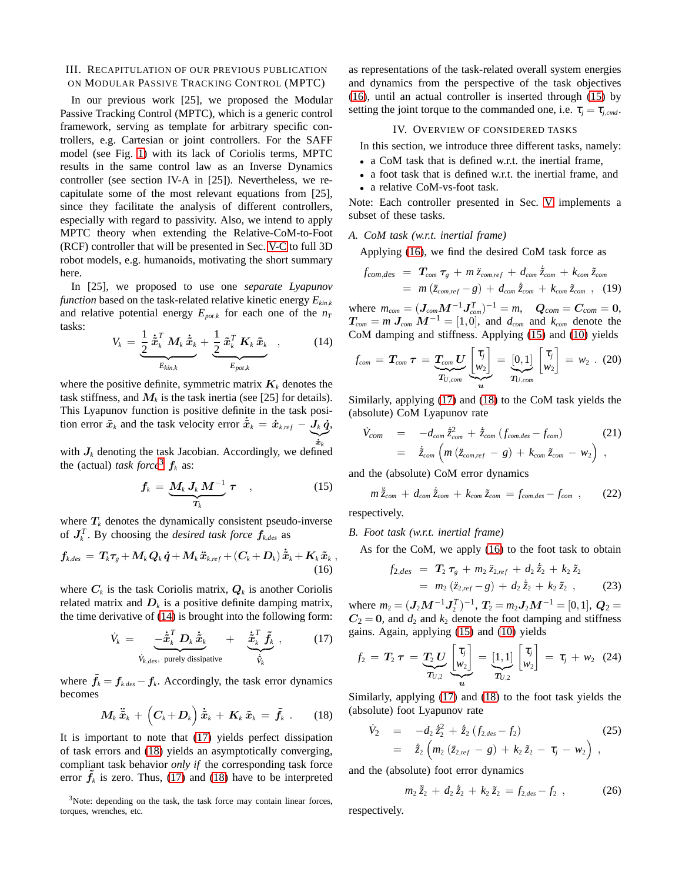## III. Recapitulation of our previous publication on Modular Passive Tracking Control (MPTC)

In our previous work [25], we proposed the Modular Passive Tracking Control (MPTC), which is a generic control framework, serving as template for arbitrary specific controllers, e.g. Cartesian or joint controllers. For the SAFF model (see Fig. 1) with its lack of Coriolis terms, MPTC results in the same control law as an Inverse Dynamics controller (see section IV-A in [25]). Nevertheless, we recapitulate some of the most relevant equations from [25], since they facilitate the analysis of different controllers, especially with regard to passivity. Also, we intend to apply MPTC theory when extending the Relative-CoM-to-Foot (RCF) controller that will be presented in Sec. V-C to full 3D robot models, e.g. humanoids, motivating the short summary here.

In [25], we proposed to use one *separate Lyapunov function* based on the task-related relative kinetic energy $E_{kin,k}$ and relative potential energy $E_{pot,k}$ for each one of the $n_T$ tasks:

$$V_k = \underbrace{\frac{1}{2}\,\dot{\tilde{\boldsymbol{x}}}_k^T\,\boldsymbol{M}_k\,\dot{\tilde{\boldsymbol{x}}}_k}_{E_{kin,k}} + \underbrace{\frac{1}{2}\,\tilde{\boldsymbol{x}}_k^T\,\boldsymbol{K}_k\,\tilde{\boldsymbol{x}}_k}_{E_{pot,k}} \quad , \tag{14}$$

where the positive definite, symmetric matrix $\boldsymbol{K}_k$ denotes the task stiffness, and $\boldsymbol{M}_k$ is the task inertia (see [25] for details). This Lyapunov function is positive definite in the task position error $\tilde{\boldsymbol{x}}_k$ and the task velocity error $\dot{\tilde{\boldsymbol{x}}}_k = \dot{\boldsymbol{x}}_{k,ref} - \underbrace{\boldsymbol{J}_k\,\dot{\boldsymbol{q}}}_{\dot{\boldsymbol{x}}_k}$, with $\boldsymbol{J}_k$ denoting the task Jacobian. Accordingly, we defined the (actual) *task force*[3] $\boldsymbol{f}_k$ as:

$$\boldsymbol{f}_k = \underbrace{\boldsymbol{M}_k\,\boldsymbol{J}_k\,\boldsymbol{M}^{-1}}_{\boldsymbol{T}_k}\,\boldsymbol{\tau} \quad , \tag{15}$$

where $\boldsymbol{T}_k$ denotes the dynamically consistent pseudo-inverse of $\boldsymbol{J}_k^T$. By choosing the *desired task force* $\boldsymbol{f}_{k,des}$ as

$$\boldsymbol{f}_{k,des} = \boldsymbol{T}_k\boldsymbol{\tau}_g + \boldsymbol{M}_k\boldsymbol{Q}_k\dot{\boldsymbol{q}} + \boldsymbol{M}_k\ddot{\boldsymbol{x}}_{k,ref} + (\boldsymbol{C}_k + \boldsymbol{D}_k)\,\dot{\tilde{\boldsymbol{x}}}_k + \boldsymbol{K}_k\,\tilde{\boldsymbol{x}}_k \,, \tag{16}$$

where $\boldsymbol{C}_k$ is the task Coriolis matrix, $\boldsymbol{Q}_k$ is another Coriolis related matrix and $\boldsymbol{D}_k$ is a positive definite damping matrix, the time derivative of (14) is brought into the following form:

$$\dot{V}_k = \underbrace{-\dot{\tilde{\boldsymbol{x}}}_k^T\,\boldsymbol{D}_k\,\dot{\tilde{\boldsymbol{x}}}_k}_{\dot{V}_{k,des},\ \text{purely dissipative}} + \underbrace{\dot{\tilde{\boldsymbol{x}}}_k^T\,\tilde{\boldsymbol{f}}_k}_{\dot{\tilde{V}}_k} \,, \tag{17}$$

where $\tilde{\boldsymbol{f}}_k = \boldsymbol{f}_{k,des} - \boldsymbol{f}_k$. Accordingly, the task error dynamics becomes

$$\boldsymbol{M}_k\,\ddot{\tilde{\boldsymbol{x}}}_k + \Big(\boldsymbol{C}_k + \boldsymbol{D}_k\Big)\,\dot{\tilde{\boldsymbol{x}}}_k + \boldsymbol{K}_k\,\tilde{\boldsymbol{x}}_k = \tilde{\boldsymbol{f}}_k \,. \tag{18}$$

It is important to note that (17) yields perfect dissipation of task errors and (18) yields an asymptotically converging, compliant task behavior *only if* the corresponding task force error $\tilde{\boldsymbol{f}}_k$ is zero. Thus, (17) and (18) have to be interpreted as representations of the task-related overall system energies and dynamics from the perspective of the task objectives (16), until an actual controller is inserted through (15) by setting the joint torque to the commanded one, i.e. $\tau_j = \tau_{j,cmd}$.

[3]Note: depending on the task, the task force may contain linear forces, torques, wrenches, etc.

## IV. Overview of considered tasks

In this section, we introduce three different tasks, namely:

- a CoM task that is defined w.r.t. the inertial frame,
- a foot task that is defined w.r.t. the inertial frame, and
- a relative CoM-vs-foot task.

Note: Each controller presented in Sec. V implements a subset of these tasks.

### A. CoM task (w.r.t. inertial frame)

Applying (16), we find the desired CoM task force as

$$\begin{aligned} f_{com,des} &= \boldsymbol{T}_{com}\,\boldsymbol{\tau}_g + m\,\ddot{z}_{com,ref} + d_{com}\,\dot{\tilde{z}}_{com} + k_{com}\,\tilde{z}_{com} \\ &= m\,(\ddot{z}_{com,ref} - g) + d_{com}\,\dot{\tilde{z}}_{com} + k_{com}\,\tilde{z}_{com} \;, \end{aligned} \tag{19}$$

where $m_{com} = (\boldsymbol{J}_{com}\boldsymbol{M}^{-1}\boldsymbol{J}_{com}^T)^{-1} = m$, $\quad \boldsymbol{Q}_{com} = \boldsymbol{C}_{com} = \boldsymbol{0}$, $\boldsymbol{T}_{com} = m\,\boldsymbol{J}_{com}\,\boldsymbol{M}^{-1} = [1, 0]$, and $d_{com}$ and $k_{com}$ denote the CoM damping and stiffness. Applying (15) and (10) yields

$$f_{com} = \boldsymbol{T}_{com}\,\boldsymbol{\tau} = \underbrace{\boldsymbol{T}_{com}\,\boldsymbol{U}}_{\boldsymbol{T}_{U,com}}\underbrace{\begin{bmatrix}\tau_j\\ w_2\end{bmatrix}}_{\boldsymbol{u}} = \underbrace{[0, 1]}_{\boldsymbol{T}_{U,com}}\begin{bmatrix}\tau_j\\ w_2\end{bmatrix} = w_2 \;. \tag{20}$$

Similarly, applying (17) and (18) to the CoM task yields the (absolute) CoM Lyapunov rate

$$\begin{aligned} \dot{V}_{com} &= -d_{com}\,\dot{\tilde{z}}_{com}^2 + \dot{\tilde{z}}_{com}\,(f_{com,des} - f_{com}) \\ &= \dot{\tilde{z}}_{com}\,\Big(m\,(\ddot{z}_{com,ref} - g) + k_{com}\,\tilde{z}_{com} - w_2\Big) \;, \end{aligned} \tag{21}$$

and the (absolute) CoM error dynamics

$$m\,\ddot{\tilde{z}}_{com} + d_{com}\,\dot{\tilde{z}}_{com} + k_{com}\,\tilde{z}_{com} = f_{com,des} - f_{com} \;, \tag{22}$$

respectively.

### B. Foot task (w.r.t. inertial frame)

As for the CoM, we apply (16) to the foot task to obtain

$$\begin{aligned} f_{2,des} &= \boldsymbol{T}_2\,\boldsymbol{\tau}_g + m_2\,\ddot{z}_{2,ref} + d_2\,\dot{\tilde{z}}_2 + k_2\,\tilde{z}_2 \\ &= m_2\,(\ddot{z}_{2,ref} - g) + d_2\,\dot{\tilde{z}}_2 + k_2\,\tilde{z}_2 \;, \end{aligned} \tag{23}$$

where $m_2 = (\boldsymbol{J}_2\boldsymbol{M}^{-1}\boldsymbol{J}_2^T)^{-1}$, $\boldsymbol{T}_2 = m_2\boldsymbol{J}_2\boldsymbol{M}^{-1} = [0, 1]$, $\boldsymbol{Q}_2 = \boldsymbol{C}_2 = \boldsymbol{0}$, and $d_2$ and $k_2$ denote the foot damping and stiffness gains. Again, applying (15) and (10) yields

$$f_2 = \boldsymbol{T}_2\,\boldsymbol{\tau} = \underbrace{\boldsymbol{T}_2\,\boldsymbol{U}}_{\boldsymbol{T}_{U,2}}\underbrace{\begin{bmatrix}\tau_j\\ w_2\end{bmatrix}}_{\boldsymbol{u}} = \underbrace{[1, 1]}_{\boldsymbol{T}_{U,2}}\begin{bmatrix}\tau_j\\ w_2\end{bmatrix} = \tau_j + w_2 \tag{24}$$

Similarly, applying (17) and (18) to the foot task yields the (absolute) foot Lyapunov rate

$$\begin{aligned} \dot{V}_2 &= -d_2\,\dot{\tilde{z}}_2^2 + \dot{\tilde{z}}_2\,(f_{2,des} - f_2) \\ &= \dot{\tilde{z}}_2\,\Big(m_2\,(\ddot{z}_{2,ref} - g) + k_2\,\tilde{z}_2 - \tau_j - w_2\Big) \;, \end{aligned} \tag{25}$$

and the (absolute) foot error dynamics

$$m_2\,\ddot{\tilde{z}}_2 + d_2\,\dot{\tilde{z}}_2 + k_2\,\tilde{z}_2 = f_{2,des} - f_2 \;, \tag{26}$$

respectively.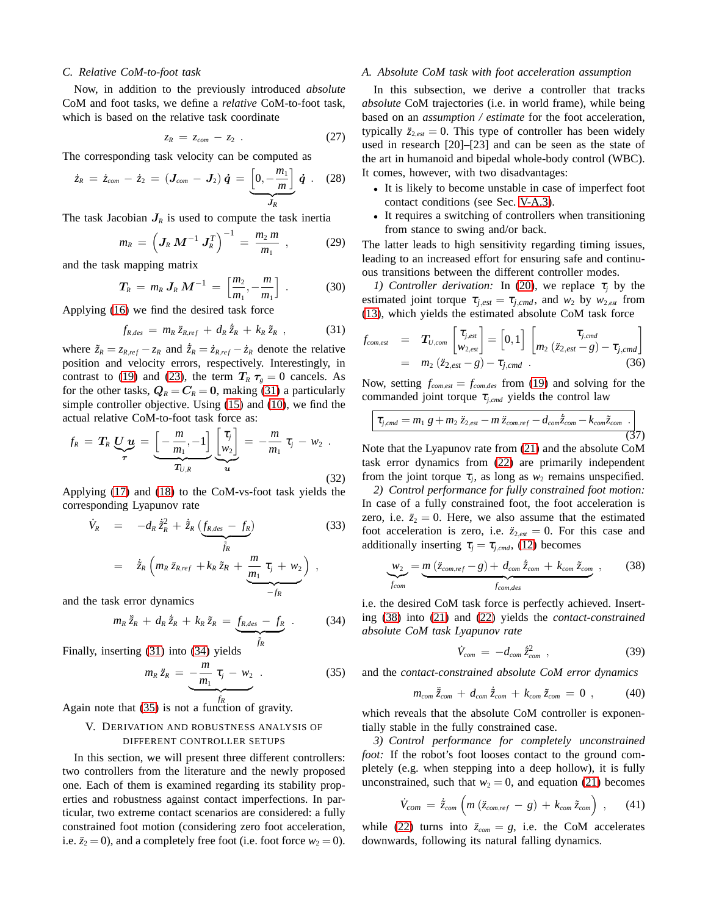### C. Relative CoM-to-foot task

Now, in addition to the previously introduced *absolute* CoM and foot tasks, we define a *relative* CoM-to-foot task, which is based on the relative task coordinate

$$z_R = z_{com} - z_2 \ . \tag{27}$$

The corresponding task velocity can be computed as

$$\dot{z}_R = \dot{z}_{com} - \dot{z}_2 = (\boldsymbol{J}_{com} - \boldsymbol{J}_2)\,\dot{\boldsymbol{q}} = \underbrace{\left[0, -\frac{m_1}{m}\right]}_{\boldsymbol{J}_R} \dot{\boldsymbol{q}} \ . \tag{28}$$

The task Jacobian $\boldsymbol{J}_R$ is used to compute the task inertia

$$m_R = \left(\boldsymbol{J}_R\, \boldsymbol{M}^{-1}\, \boldsymbol{J}_R^T\right)^{-1} = \frac{m_2\, m}{m_1} \ , \tag{29}$$

and the task mapping matrix

$$\boldsymbol{T}_R = m_R\, \boldsymbol{J}_R\, \boldsymbol{M}^{-1} = \left[\frac{m_2}{m_1}, -\frac{m}{m_1}\right] \ . \tag{30}$$

Applying (16) we find the desired task force

$$f_{R,des} = m_R\, \ddot{z}_{R,ref} + d_R\, \dot{\tilde{z}}_R + k_R\, \tilde{z}_R \ , \tag{31}$$

where $\tilde{z}_R = z_{R,ref} - z_R$ and $\dot{\tilde{z}}_R = \dot{z}_{R,ref} - \dot{z}_R$ denote the relative position and velocity errors, respectively. Interestingly, in contrast to (19) and (23), the term $\boldsymbol{T}_R\, \boldsymbol{\tau}_g = 0$ cancels. As for the other tasks, $\boldsymbol{Q}_R = \boldsymbol{C}_R = \boldsymbol{0}$, making (31) a particularly simple controller objective. Using (15) and (10), we find the actual relative CoM-to-foot task force as:

$$f_R = \boldsymbol{T}_R \underbrace{\boldsymbol{U}\, \boldsymbol{u}}_{\boldsymbol{\tau}} = \underbrace{\left[-\frac{m}{m_1}, -1\right]}_{\boldsymbol{T}_{U,R}} \underbrace{\begin{bmatrix} \tau_j \\ w_2 \end{bmatrix}}_{\boldsymbol{u}} = -\frac{m}{m_1}\, \tau_j - w_2 \ . \tag{32}$$

Applying (17) and (18) to the CoM-vs-foot task yields the corresponding Lyapunov rate

$$\begin{aligned} \dot{V}_R &= -d_R\, \dot{\tilde{z}}_R^2 + \dot{\tilde{z}}_R\, \underbrace{\left(f_{R,des} - f_R\right)}_{\tilde{f}_R} \\ &= \dot{\tilde{z}}_R \left(m_R\, \ddot{z}_{R,ref} + k_R\, \tilde{z}_R + \underbrace{\frac{m}{m_1}\, \tau_j + w_2}_{-f_R}\right) \ , \end{aligned} \tag{33}$$

and the task error dynamics

$$m_R\, \ddot{\tilde{z}}_R + d_R\, \dot{\tilde{z}}_R + k_R\, \tilde{z}_R = \underbrace{f_{R,des} - f_R}_{\tilde{f}_R} \ . \tag{34}$$

Finally, inserting (31) into (34) yields

$$m_R\, \ddot{z}_R = \underbrace{-\frac{m}{m_1}\, \tau_j - w_2}_{f_R} \ . \tag{35}$$

Again note that (35) is not a function of gravity.

## V. Derivation and Robustness Analysis of Different Controller Setups

In this section, we will present three different controllers: two controllers from the literature and the newly proposed one. Each of them is examined regarding its stability properties and robustness against contact imperfections. In particular, two extreme contact scenarios are considered: a fully constrained foot motion (considering zero foot acceleration, i.e. $\ddot{z}_2 = 0$), and a completely free foot (i.e. foot force $w_2 = 0$).

### A. Absolute CoM task with foot acceleration assumption

In this subsection, we derive a controller that tracks *absolute* CoM trajectories (i.e. in world frame), while being based on an *assumption / estimate* for the foot acceleration, typically $\ddot{z}_{2,est} = 0$. This type of controller has been widely used in research [20]–[23] and can be seen as the state of the art in humanoid and bipedal whole-body control (WBC). It comes, however, with two disadvantages:

- It is likely to become unstable in case of imperfect foot contact conditions (see Sec. V-A.3).
- It requires a switching of controllers when transitioning from stance to swing and/or back.

The latter leads to high sensitivity regarding timing issues, leading to an increased effort for ensuring safe and continuous transitions between the different controller modes.

*1) Controller derivation:* In (20), we replace $\tau_j$ by the estimated joint torque $\tau_{j,est} = \tau_{j,cmd}$, and $w_2$ by $w_{2,est}$ from (13), which yields the estimated absolute CoM task force

$$\begin{aligned} f_{com,est} &= \boldsymbol{T}_{U,com} \begin{bmatrix} \tau_{j,est} \\ w_{2,est} \end{bmatrix} = \begin{bmatrix} 0, 1 \end{bmatrix} \begin{bmatrix} \tau_{j,cmd} \\ m_2\,(\ddot{z}_{2,est} - g) - \tau_{j,cmd} \end{bmatrix} \\ &= m_2\,(\ddot{z}_{2,est} - g) - \tau_{j,cmd} \ . \end{aligned} \tag{36}$$

Now, setting $f_{com,est} = f_{com,des}$ from (19) and solving for the commanded joint torque $\tau_{j,cmd}$ yields the control law

$$\boxed{\tau_{j,cmd} = m_1\, g + m_2\, \ddot{z}_{2,est} - m\, \ddot{z}_{com,ref} - d_{com} \dot{\tilde{z}}_{com} - k_{com} \tilde{z}_{com} \ .} \tag{37}$$

Note that the Lyapunov rate from (21) and the absolute CoM task error dynamics from (22) are primarily independent from the joint torque $\tau_j$, as long as $w_2$ remains unspecified.

*2) Control performance for fully constrained foot motion:* In case of a fully constrained foot, the foot acceleration is zero, i.e. $\ddot{z}_2 = 0$. Here, we also assume that the estimated foot acceleration is zero, i.e. $\ddot{z}_{2,est} = 0$. For this case and additionally inserting $\tau_j = \tau_{j,cmd}$, (12) becomes

$$\underbrace{w_2}_{f_{com}} = \underbrace{m\,(\ddot{z}_{com,ref} - g) + d_{com}\, \dot{\tilde{z}}_{com} + k_{com}\, \tilde{z}_{com}}_{f_{com,des}} \ , \tag{38}$$

i.e. the desired CoM task force is perfectly achieved. Inserting (38) into (21) and (22) yields the *contact-constrained absolute CoM task Lyapunov rate*

$$\dot{V}_{com} = -d_{com}\, \dot{\tilde{z}}_{com}^2 \ , \tag{39}$$

and the *contact-constrained absolute CoM error dynamics*

$$m_{com}\, \ddot{\tilde{z}}_{com} + d_{com}\, \dot{\tilde{z}}_{com} + k_{com}\, \tilde{z}_{com} = 0 \ , \tag{40}$$

which reveals that the absolute CoM controller is exponentially stable in the fully constrained case.

*3) Control performance for completely unconstrained foot:* If the robot's foot looses contact to the ground completely (e.g. when stepping into a deep hollow), it is fully unconstrained, such that $w_2 = 0$, and equation (21) becomes

$$\dot{V}_{com} = \dot{\tilde{z}}_{com} \left(m\,(\ddot{z}_{com,ref} - g) + k_{com}\, \tilde{z}_{com}\right) \ , \tag{41}$$

while (22) turns into $\ddot{z}_{com} = g$, i.e. the CoM accelerates downwards, following its natural falling dynamics.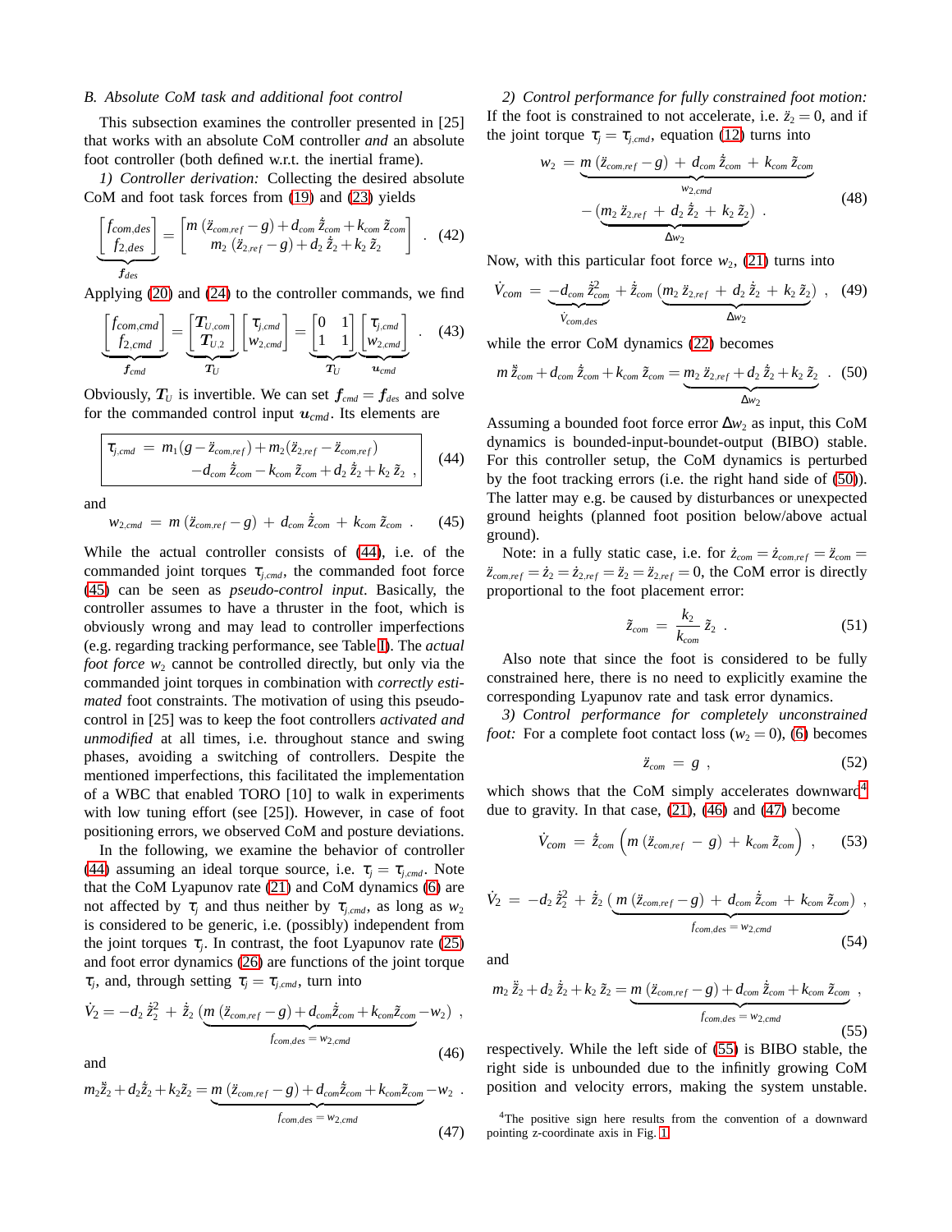### B. Absolute CoM task and additional foot control

This subsection examines the controller presented in [25] that works with an absolute CoM controller *and* an absolute foot controller (both defined w.r.t. the inertial frame).

*1) Controller derivation:* Collecting the desired absolute CoM and foot task forces from (19) and (23) yields

$$\underbrace{\begin{bmatrix} f_{com,des} \\ f_{2,des} \end{bmatrix}}_{\boldsymbol{f}_{des}} = \begin{bmatrix} m\,(\ddot{z}_{com,ref} - g) + d_{com}\,\dot{\tilde{z}}_{com} + k_{com}\,\tilde{z}_{com} \\ m_2\,(\ddot{z}_{2,ref} - g) + d_2\,\dot{\tilde{z}}_2 + k_2\,\tilde{z}_2 \end{bmatrix} \quad . \tag{42}$$

Applying (20) and (24) to the controller commands, we find

$$\underbrace{\begin{bmatrix} f_{com,cmd} \\ f_{2,cmd} \end{bmatrix}}_{\boldsymbol{f}_{cmd}} = \underbrace{\begin{bmatrix} \boldsymbol{T}_{U,com} \\ \boldsymbol{T}_{U,2} \end{bmatrix}}_{\boldsymbol{T}_U} \begin{bmatrix} \tau_{j,cmd} \\ w_{2,cmd} \end{bmatrix} = \underbrace{\begin{bmatrix} 0 & 1 \\ 1 & 1 \end{bmatrix}}_{\boldsymbol{T}_U} \underbrace{\begin{bmatrix} \tau_{j,cmd} \\ w_{2,cmd} \end{bmatrix}}_{\boldsymbol{u}_{cmd}} \quad . \tag{43}$$

Obviously, $\boldsymbol{T}_U$ is invertible. We can set $\boldsymbol{f}_{cmd} = \boldsymbol{f}_{des}$ and solve for the commanded control input $\boldsymbol{u}_{cmd}$. Its elements are

$$\boxed{\begin{aligned} \tau_{j,cmd} \;=\; & m_1(g - \ddot{z}_{com,ref}) + m_2(\ddot{z}_{2,ref} - \ddot{z}_{com,ref}) \\ & - d_{com}\,\dot{\tilde{z}}_{com} - k_{com}\,\tilde{z}_{com} + d_2\,\dot{\tilde{z}}_2 + k_2\,\tilde{z}_2 \;, \end{aligned}} \tag{44}$$

and

$$w_{2,cmd} \;=\; m\,(\ddot{z}_{com,ref} - g) \;+\; d_{com}\,\dot{\tilde{z}}_{com} \;+\; k_{com}\,\tilde{z}_{com} \quad . \tag{45}$$

While the actual controller consists of (44), i.e. of the commanded joint torques $\tau_{j,cmd}$, the commanded foot force (45) can be seen as *pseudo-control input*. Basically, the controller assumes to have a thruster in the foot, which is obviously wrong and may lead to controller imperfections (e.g. regarding tracking performance, see Table I). The *actual foot force* $w_2$ cannot be controlled directly, but only via the commanded joint torques in combination with *correctly estimated* foot constraints. The motivation of using this pseudo-control in [25] was to keep the foot controllers *activated and unmodified* at all times, i.e. throughout stance and swing phases, avoiding a switching of controllers. Despite the mentioned imperfections, this facilitated the implementation of a WBC that enabled TORO [10] to walk in experiments with low tuning effort (see [25]). However, in case of foot positioning errors, we observed CoM and posture deviations.

In the following, we examine the behavior of controller (44) assuming an ideal torque source, i.e. $\tau_j = \tau_{j,cmd}$. Note that the CoM Lyapunov rate (21) and CoM dynamics (6) are not affected by $\tau_j$ and thus neither by $\tau_{j,cmd}$, as long as $w_2$ is considered to be generic, i.e. (possibly) independent from the joint torques $\tau_j$. In contrast, the foot Lyapunov rate (25) and foot error dynamics (26) are functions of the joint torque $\tau_j$, and, through setting $\tau_j = \tau_{j,cmd}$, turn into

$$\dot{V}_2 = -d_2\,\dot{\tilde{z}}_2^2 \;+\; \dot{\tilde{z}}_2\,\big(\underbrace{m\,(\ddot{z}_{com,ref} - g) + d_{com}\dot{\tilde{z}}_{com} + k_{com}\tilde{z}_{com}}_{f_{com,des} \,=\, w_{2,cmd}} - w_2\big) \;, \tag{46}$$

and

$$m_2\ddot{\tilde{z}}_2 + d_2\dot{\tilde{z}}_2 + k_2\tilde{z}_2 = \underbrace{m\,(\ddot{z}_{com,ref} - g) + d_{com}\dot{\tilde{z}}_{com} + k_{com}\tilde{z}_{com}}_{f_{com,des} \,=\, w_{2,cmd}} - w_2 \;. \tag{47}$$

*2) Control performance for fully constrained foot motion:* If the foot is constrained to not accelerate, i.e. $\ddot{z}_2 = 0$, and if the joint torque $\tau_j = \tau_{j,cmd}$, equation (12) turns into

$$\begin{aligned} w_2 \;=\; & \underbrace{m\,(\ddot{z}_{com,ref} - g) \;+\; d_{com}\,\dot{\tilde{z}}_{com} \;+\; k_{com}\,\tilde{z}_{com}}_{w_{2,cmd}} \\ & - \underbrace{(m_2\,\ddot{z}_{2,ref} \;+\; d_2\,\dot{\tilde{z}}_2 \;+\; k_2\,\tilde{z}_2)}_{\Delta w_2} \;. \end{aligned} \tag{48}$$

Now, with this particular foot force $w_2$, (21) turns into

$$\dot{V}_{com} \;=\; \underbrace{-d_{com}\,\dot{\tilde{z}}_{com}^2}_{\dot{V}_{com,des}} + \dot{\tilde{z}}_{com}\,\big(\underbrace{m_2\,\ddot{z}_{2,ref} \;+\; d_2\,\dot{\tilde{z}}_2 \;+\; k_2\,\tilde{z}_2}_{\Delta w_2}\big) \;, \tag{49}$$

while the error CoM dynamics (22) becomes

$$m\,\ddot{\tilde{z}}_{com} + d_{com}\,\dot{\tilde{z}}_{com} + k_{com}\,\tilde{z}_{com} = \underbrace{m_2\,\ddot{z}_{2,ref} + d_2\,\dot{\tilde{z}}_2 + k_2\,\tilde{z}_2}_{\Delta w_2} \;. \tag{50}$$

Assuming a bounded foot force error $\Delta w_2$ as input, this CoM dynamics is bounded-input-boundet-output (BIBO) stable. For this controller setup, the CoM dynamics is perturbed by the foot tracking errors (i.e. the right hand side of (50)). The latter may e.g. be caused by disturbances or unexpected ground heights (planned foot position below/above actual ground).

Note: in a fully static case, i.e. for $\dot{z}_{com} = \dot{z}_{com,ref} = \ddot{z}_{com} = \ddot{z}_{com,ref} = \dot{z}_2 = \dot{z}_{2,ref} = \ddot{z}_2 = \ddot{z}_{2,ref} = 0$, the CoM error is directly proportional to the foot placement error:

$$\tilde{z}_{com} \;=\; \frac{k_2}{k_{com}}\,\tilde{z}_2 \;. \tag{51}$$

Also note that since the foot is considered to be fully constrained here, there is no need to explicitly examine the corresponding Lyapunov rate and task error dynamics.

*3) Control performance for completely unconstrained foot:* For a complete foot contact loss ($w_2 = 0$), (6) becomes

$$\ddot{z}_{com} \;=\; g \;, \tag{52}$$

which shows that the CoM simply accelerates downward[4] due to gravity. In that case, (21), (46) and (47) become

$$\dot{V}_{com} \;=\; \dot{\tilde{z}}_{com}\,\Big(m\,(\ddot{z}_{com,ref} \;-\; g) \;+\; k_{com}\,\tilde{z}_{com}\Big) \;, \tag{53}$$

$$\dot{V}_2 \;=\; -d_2\,\dot{\tilde{z}}_2^2 \;+\; \dot{\tilde{z}}_2\,\big(\underbrace{m\,(\ddot{z}_{com,ref} - g) \;+\; d_{com}\,\dot{\tilde{z}}_{com} \;+\; k_{com}\,\tilde{z}_{com}}_{f_{com,des} \,=\, w_{2,cmd}}\big) \;, \tag{54}$$

and

$$m_2\,\ddot{\tilde{z}}_2 + d_2\,\dot{\tilde{z}}_2 + k_2\,\tilde{z}_2 = \underbrace{m\,(\ddot{z}_{com,ref} - g) + d_{com}\,\dot{\tilde{z}}_{com} + k_{com}\,\tilde{z}_{com}}_{f_{com,des} \,=\, w_{2,cmd}} \;, \tag{55}$$

respectively. While the left side of (55) is BIBO stable, the right side is unbounded due to the infinitly growing CoM position and velocity errors, making the system unstable.

[4] The positive sign here results from the convention of a downward pointing z-coordinate axis in Fig. 1.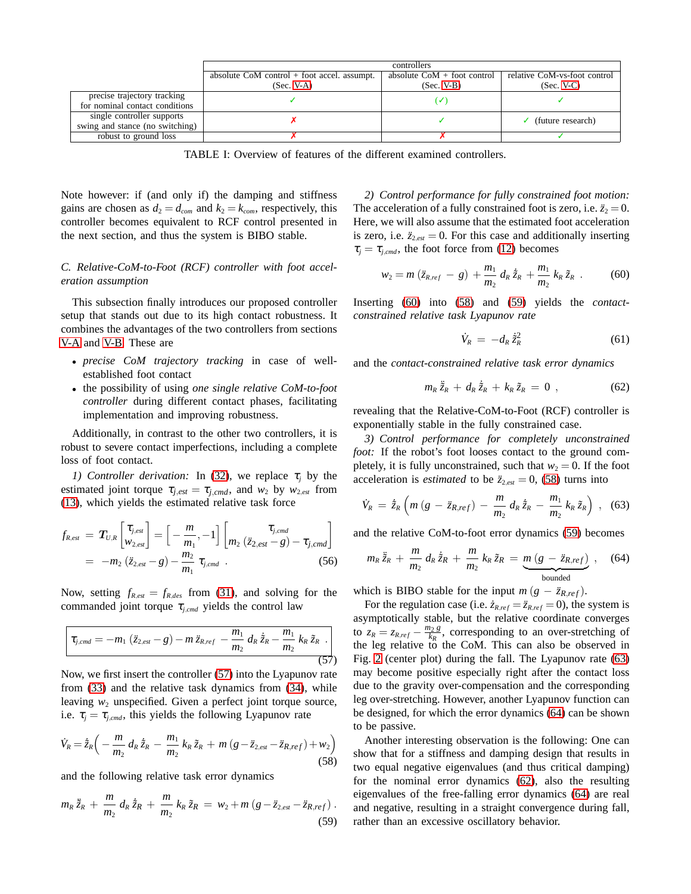| | controllers | | |
|---|---|---|---|
| | absolute CoM control + foot accel. assumpt. (Sec. V-A) | absolute CoM + foot control (Sec. V-B) | relative CoM-vs-foot control (Sec. V-C) |
| precise trajectory tracking for nominal contact conditions | ✓ | (✓) | ✓ |
| single controller supports swing and stance (no switching) | ✗ | ✓ | ✓ (future research) |
| robust to ground loss | ✗ | ✗ | ✓ |

TABLE I: Overview of features of the different examined controllers.

Note however: if (and only if) the damping and stiffness gains are chosen as $d_2 = d_{com}$ and $k_2 = k_{com}$, respectively, this controller becomes equivalent to RCF control presented in the next section, and thus the system is BIBO stable.

### C. Relative-CoM-to-Foot (RCF) controller with foot acceleration assumption

This subsection finally introduces our proposed controller setup that stands out due to its high contact robustness. It combines the advantages of the two controllers from sections V-A and V-B. These are

- *precise CoM trajectory tracking* in case of well-established foot contact
- the possibility of using *one single relative CoM-to-foot controller* during different contact phases, facilitating implementation and improving robustness.

Additionally, in contrast to the other two controllers, it is robust to severe contact imperfections, including a complete loss of foot contact.

*1) Controller derivation:* In (32), we replace $\tau_j$ by the estimated joint torque $\tau_{j,est} = \tau_{j,cmd}$, and $w_2$ by $w_{2,est}$ from (13), which yields the estimated relative task force

$$
\begin{aligned}
f_{R,est} &= \boldsymbol{T}_{U,R} \begin{bmatrix} \tau_{j,est} \\ w_{2,est} \end{bmatrix} = \left[ -\frac{m}{m_1}, -1 \right] \begin{bmatrix} \tau_{j,cmd} \\ m_2\,(\ddot{z}_{2,est} - g) - \tau_{j,cmd} \end{bmatrix} \\
&= -m_2\,(\ddot{z}_{2,est} - g) - \frac{m_2}{m_1}\,\tau_{j,cmd} \ . \qquad (56)
\end{aligned}
$$

Now, setting $f_{R,est} = f_{R,des}$ from (31), and solving for the commanded joint torque $\tau_{j,cmd}$ yields the control law

$$
\boxed{\tau_{j,cmd} = -m_1\,(\ddot{z}_{2,est} - g) - m\,\ddot{z}_{R,ref} - \frac{m_1}{m_2}\,d_R\,\dot{\tilde{z}}_R - \frac{m_1}{m_2}\,k_R\,\tilde{z}_R \ .} \qquad (57)
$$

Now, we first insert the controller (57) into the Lyapunov rate from (33) and the relative task dynamics from (34), while leaving $w_2$ unspecified. Given a perfect joint torque source, i.e. $\tau_j = \tau_{j,cmd}$, this yields the following Lyapunov rate

$$
\dot{V}_R = \dot{\tilde{z}}_R \Big( -\frac{m}{m_2}\,d_R\,\dot{\tilde{z}}_R - \frac{m_1}{m_2}\,k_R\,\tilde{z}_R + m\,(g - \ddot{z}_{2,est} - \ddot{z}_{R,ref}) + w_2 \Big) \qquad (58)
$$

and the following relative task error dynamics

$$
m_R\,\ddot{\tilde{z}}_R + \frac{m}{m_2}\,d_R\,\dot{\tilde{z}}_R + \frac{m}{m_2}\,k_R\,\tilde{z}_R = w_2 + m\,(g - \ddot{z}_{2,est} - \ddot{z}_{R,ref}) \ . \qquad (59)
$$

*2) Control performance for fully constrained foot motion:* The acceleration of a fully constrained foot is zero, i.e. $\ddot{z}_2 = 0$. Here, we will also assume that the estimated foot acceleration is zero, i.e. $\ddot{z}_{2,est} = 0$. For this case and additionally inserting $\tau_j = \tau_{j,cmd}$, the foot force from (12) becomes

$$
w_2 = m\,(\ddot{z}_{R,ref} - g) + \frac{m_1}{m_2}\,d_R\,\dot{\tilde{z}}_R + \frac{m_1}{m_2}\,k_R\,\tilde{z}_R \ . \qquad (60)
$$

Inserting (60) into (58) and (59) yields the *contact-constrained relative task Lyapunov rate*

$$
\dot{V}_R = -d_R\,\dot{\tilde{z}}_R^2 \qquad (61)
$$

and the *contact-constrained relative task error dynamics*

$$
m_R\,\ddot{\tilde{z}}_R + d_R\,\dot{\tilde{z}}_R + k_R\,\tilde{z}_R = 0 \ , \qquad (62)
$$

revealing that the Relative-CoM-to-Foot (RCF) controller is exponentially stable in the fully constrained case.

*3) Control performance for completely unconstrained foot:* If the robot's foot looses contact to the ground completely, it is fully unconstrained, such that $w_2 = 0$. If the foot acceleration is *estimated* to be $\ddot{z}_{2,est} = 0$, (58) turns into

$$
\dot{V}_R = \dot{\tilde{z}}_R \left( m\,(g - \ddot{z}_{R,ref}) - \frac{m}{m_2}\,d_R\,\dot{\tilde{z}}_R - \frac{m_1}{m_2}\,k_R\,\tilde{z}_R \right) \ , \qquad (63)
$$

and the relative CoM-to-foot error dynamics (59) becomes

$$
m_R\,\ddot{\tilde{z}}_R + \frac{m}{m_2}\,d_R\,\dot{\tilde{z}}_R + \frac{m}{m_2}\,k_R\,\tilde{z}_R = \underbrace{m\,(g - \ddot{z}_{R,ref})}_{\text{bounded}} \ , \qquad (64)
$$

which is BIBO stable for the input $m\,(g - \ddot{z}_{R,ref})$.

For the regulation case (i.e. $\dot{z}_{R,ref} = \ddot{z}_{R,ref} = 0$), the system is asymptotically stable, but the relative coordinate converges to $z_R = z_{R,ref} - \frac{m_2\,g}{k_R}$, corresponding to an over-stretching of the leg relative to the CoM. This can also be observed in Fig. 2 (center plot) during the fall. The Lyapunov rate (63) may become positive especially right after the contact loss due to the gravity over-compensation and the corresponding leg over-stretching. However, another Lyapunov function can be designed, for which the error dynamics (64) can be shown to be passive.

Another interesting observation is the following: One can show that for a stiffness and damping design that results in two equal negative eigenvalues (and thus critical damping) for the nominal error dynamics (62), also the resulting eigenvalues of the free-falling error dynamics (64) are real and negative, resulting in a straight convergence during fall, rather than an excessive oscillatory behavior.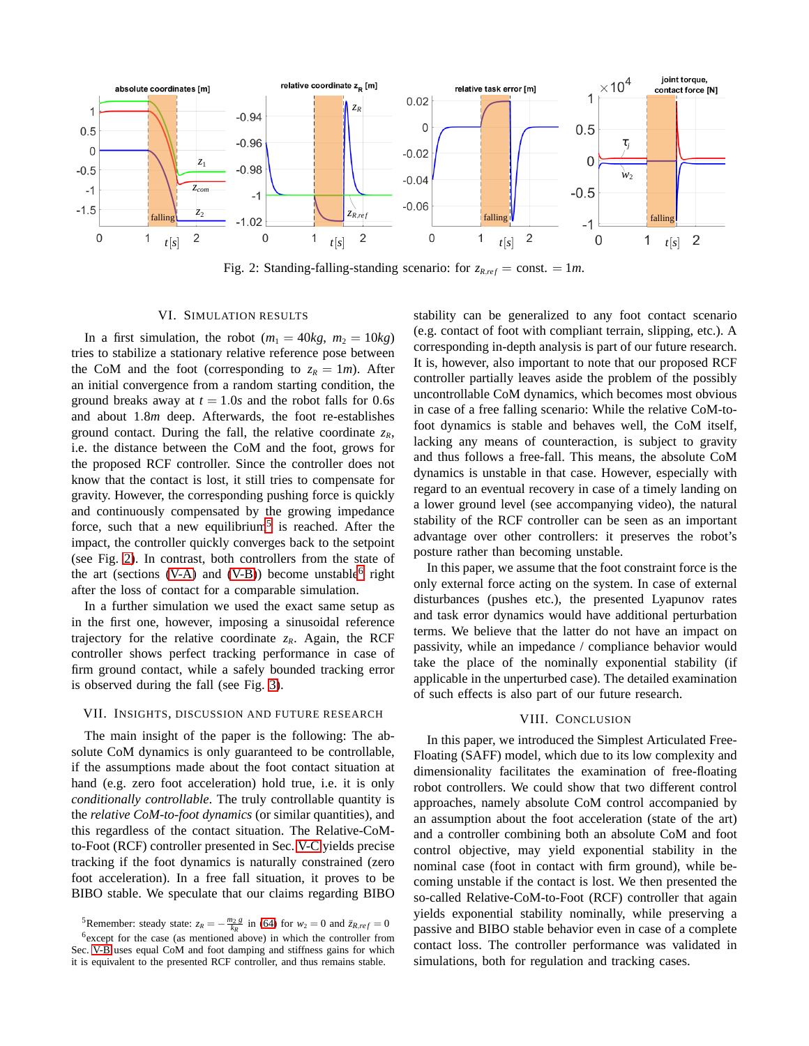Fig. 2: Standing-falling-standing scenario: for $z_{R,ref} = \text{const.} = 1m$.

## VI. Simulation Results

In a first simulation, the robot ($m_1 = 40kg$, $m_2 = 10kg$) tries to stabilize a stationary relative reference pose between the CoM and the foot (corresponding to $z_R = 1m$). After an initial convergence from a random starting condition, the ground breaks away at $t = 1.0s$ and the robot falls for $0.6s$ and about $1.8m$ deep. Afterwards, the foot re-establishes ground contact. During the fall, the relative coordinate $z_R$, i.e. the distance between the CoM and the foot, grows for the proposed RCF controller. Since the controller does not know that the contact is lost, it still tries to compensate for gravity. However, the corresponding pushing force is quickly and continuously compensated by the growing impedance force, such that a new equilibrium[5] is reached. After the impact, the controller quickly converges back to the setpoint (see Fig. 2). In contrast, both controllers from the state of the art (sections (V-A) and (V-B)) become unstable[6] right after the loss of contact for a comparable simulation.

In a further simulation we used the exact same setup as in the first one, however, imposing a sinusoidal reference trajectory for the relative coordinate $z_R$. Again, the RCF controller shows perfect tracking performance in case of firm ground contact, while a safely bounded tracking error is observed during the fall (see Fig. 3).

## VII. Insights, Discussion and Future Research

The main insight of the paper is the following: The absolute CoM dynamics is only guaranteed to be controllable, if the assumptions made about the foot contact situation at hand (e.g. zero foot acceleration) hold true, i.e. it is only *conditionally controllable*. The truly controllable quantity is the *relative CoM-to-foot dynamics* (or similar quantities), and this regardless of the contact situation. The Relative-CoM-to-Foot (RCF) controller presented in Sec. V-C yields precise tracking if the foot dynamics is naturally constrained (zero foot acceleration). In a free fall situation, it proves to be BIBO stable. We speculate that our claims regarding BIBO stability can be generalized to any foot contact scenario (e.g. contact of foot with compliant terrain, slipping, etc.). A corresponding in-depth analysis is part of our future research. It is, however, also important to note that our proposed RCF controller partially leaves aside the problem of the possibly uncontrollable CoM dynamics, which becomes most obvious in case of a free falling scenario: While the relative CoM-to-foot dynamics is stable and behaves well, the CoM itself, lacking any means of counteraction, is subject to gravity and thus follows a free-fall. This means, the absolute CoM dynamics is unstable in that case. However, especially with regard to an eventual recovery in case of a timely landing on a lower ground level (see accompanying video), the natural stability of the RCF controller can be seen as an important advantage over other controllers: it preserves the robot's posture rather than becoming unstable.

In this paper, we assume that the foot constraint force is the only external force acting on the system. In case of external disturbances (pushes etc.), the presented Lyapunov rates and task error dynamics would have additional perturbation terms. We believe that the latter do not have an impact on passivity, while an impedance / compliance behavior would take the place of the nominally exponential stability (if applicable in the unperturbed case). The detailed examination of such effects is also part of our future research.

## VIII. Conclusion

In this paper, we introduced the Simplest Articulated Free-Floating (SAFF) model, which due to its low complexity and dimensionality facilitates the examination of free-floating robot controllers. We could show that two different control approaches, namely absolute CoM control accompanied by an assumption about the foot acceleration (state of the art) and a controller combining both an absolute CoM and foot control objective, may yield exponential stability in the nominal case (foot in contact with firm ground), while becoming unstable if the contact is lost. We then presented the so-called Relative-CoM-to-Foot (RCF) controller that again yields exponential stability nominally, while preserving a passive and BIBO stable behavior even in case of a complete contact loss. The controller performance was validated in simulations, both for regulation and tracking cases.

---

[5] Remember: steady state: $z_R = -\frac{m_2 g}{k_R}$ in (64) for $w_2 = 0$ and $\ddot{z}_{R,ref} = 0$

[6] except for the case (as mentioned above) in which the controller from Sec. V-B uses equal CoM and foot damping and stiffness gains for which it is equivalent to the presented RCF controller, and thus remains stable.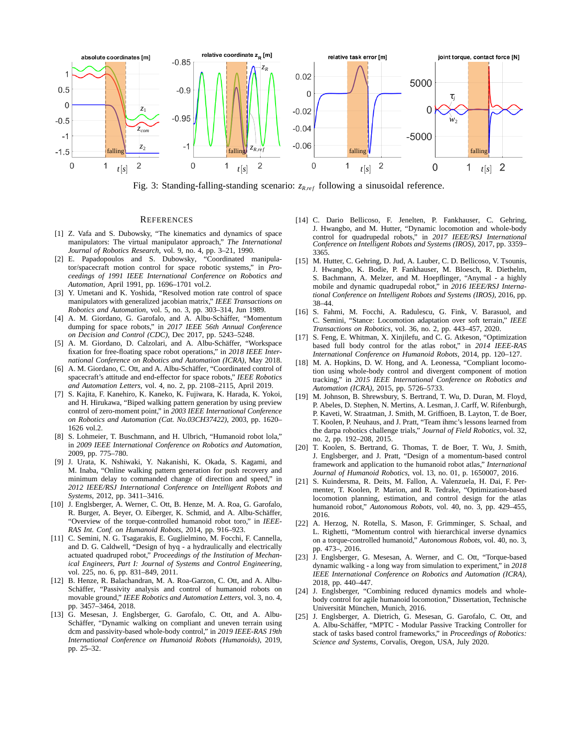absolute coordinates [m]

1
0.5
0
-0.5
-1
-1.5

0 1 $t[s]$ 2

$z_1$

$z_{com}$

$z_2$

falling

relative coordinate $z_R$ [m]

-0.85
-0.9
-0.95
-1

0 1 $t[s]$ 2

$z_R$

$z_{R,ref}$

falling

relative task error [m]

0.02
0
-0.02
-0.04
-0.06

0 1 $t[s]$ 2

falling

joint torque, contact force [N]

5000
0
-5000

0 1 $t[s]$ 2

$\tau_j$

$w_2$

falling

Fig. 3: Standing-falling-standing scenario: $z_{R,ref}$ following a sinusoidal reference.

## References

[1] Z. Vafa and S. Dubowsky, "The kinematics and dynamics of space manipulators: The virtual manipulator approach," *The International Journal of Robotics Research*, vol. 9, no. 4, pp. 3–21, 1990.

[2] E. Papadopoulos and S. Dubowsky, "Coordinated manipulator/spacecraft motion control for space robotic systems," in *Proceedings of 1991 IEEE International Conference on Robotics and Automation*, April 1991, pp. 1696–1701 vol.2.

[3] Y. Umetani and K. Yoshida, "Resolved motion rate control of space manipulators with generalized jacobian matrix," *IEEE Transactions on Robotics and Automation*, vol. 5, no. 3, pp. 303–314, Jun 1989.

[4] A. M. Giordano, G. Garofalo, and A. Albu-Schäffer, "Momentum dumping for space robots," in *2017 IEEE 56th Annual Conference on Decision and Control (CDC)*, Dec 2017, pp. 5243–5248.

[5] A. M. Giordano, D. Calzolari, and A. Albu-Schäffer, "Workspace fixation for free-floating space robot operations," in *2018 IEEE International Conference on Robotics and Automation (ICRA)*, May 2018.

[6] A. M. Giordano, C. Ott, and A. Albu-Schäffer, "Coordinated control of spacecraft's attitude and end-effector for space robots," *IEEE Robotics and Automation Letters*, vol. 4, no. 2, pp. 2108–2115, April 2019.

[7] S. Kajita, F. Kanehiro, K. Kaneko, K. Fujiwara, K. Harada, K. Yokoi, and H. Hirukawa, "Biped walking pattern generation by using preview control of zero-moment point," in *2003 IEEE International Conference on Robotics and Automation (Cat. No.03CH37422)*, 2003, pp. 1620–1626 vol.2.

[8] S. Lohmeier, T. Buschmann, and H. Ulbrich, "Humanoid robot lola," in *2009 IEEE International Conference on Robotics and Automation*, 2009, pp. 775–780.

[9] J. Urata, K. Nshiwaki, Y. Nakanishi, K. Okada, S. Kagami, and M. Inaba, "Online walking pattern generation for push recovery and minimum delay to commanded change of direction and speed," in *2012 IEEE/RSJ International Conference on Intelligent Robots and Systems*, 2012, pp. 3411–3416.

[10] J. Englsberger, A. Werner, C. Ott, B. Henze, M. A. Roa, G. Garofalo, R. Burger, A. Beyer, O. Eiberger, K. Schmid, and A. Albu-Schäffer, "Overview of the torque-controlled humanoid robot toro," in *IEEE-RAS Int. Conf. on Humanoid Robots*, 2014, pp. 916–923.

[11] C. Semini, N. G. Tsagarakis, E. Guglielmino, M. Focchi, F. Cannella, and D. G. Caldwell, "Design of hyq - a hydraulically and electrically actuated quadruped robot," *Proceedings of the Institution of Mechanical Engineers, Part I: Journal of Systems and Control Engineering*, vol. 225, no. 6, pp. 831–849, 2011.

[12] B. Henze, R. Balachandran, M. A. Roa-Garzon, C. Ott, and A. Albu-Schäffer, "Passivity analysis and control of humanoid robots on movable ground," *IEEE Robotics and Automation Letters*, vol. 3, no. 4, pp. 3457–3464, 2018.

[13] G. Mesesan, J. Englsberger, G. Garofalo, C. Ott, and A. Albu-Schäffer, "Dynamic walking on compliant and uneven terrain using dcm and passivity-based whole-body control," in *2019 IEEE-RAS 19th International Conference on Humanoid Robots (Humanoids)*, 2019, pp. 25–32.

[14] C. Dario Bellicoso, F. Jenelten, P. Fankhauser, C. Gehring, J. Hwangbo, and M. Hutter, "Dynamic locomotion and whole-body control for quadrupedal robots," in *2017 IEEE/RSJ International Conference on Intelligent Robots and Systems (IROS)*, 2017, pp. 3359–3365.

[15] M. Hutter, C. Gehring, D. Jud, A. Lauber, C. D. Bellicoso, V. Tsounis, J. Hwangbo, K. Bodie, P. Fankhauser, M. Bloesch, R. Diethelm, S. Bachmann, A. Melzer, and M. Hoepflinger, "Anymal - a highly mobile and dynamic quadrupedal robot," in *2016 IEEE/RSJ International Conference on Intelligent Robots and Systems (IROS)*, 2016, pp. 38–44.

[16] S. Fahmi, M. Focchi, A. Radulescu, G. Fink, V. Barasuol, and C. Semini, "Stance: Locomotion adaptation over soft terrain," *IEEE Transactions on Robotics*, vol. 36, no. 2, pp. 443–457, 2020.

[17] S. Feng, E. Whitman, X. Xinjilefu, and C. G. Atkeson, "Optimization based full body control for the atlas robot," in *2014 IEEE-RAS International Conference on Humanoid Robots*, 2014, pp. 120–127.

[18] M. A. Hopkins, D. W. Hong, and A. Leonessa, "Compliant locomotion using whole-body control and divergent component of motion tracking," in *2015 IEEE International Conference on Robotics and Automation (ICRA)*, 2015, pp. 5726–5733.

[19] M. Johnson, B. Shrewsbury, S. Bertrand, T. Wu, D. Duran, M. Floyd, P. Abeles, D. Stephen, N. Mertins, A. Lesman, J. Carff, W. Rifenburgh, P. Kaveti, W. Straatman, J. Smith, M. Griffioen, B. Layton, T. de Boer, T. Koolen, P. Neuhaus, and J. Pratt, "Team ihmc's lessons learned from the darpa robotics challenge trials," *Journal of Field Robotics*, vol. 32, no. 2, pp. 192–208, 2015.

[20] T. Koolen, S. Bertrand, G. Thomas, T. de Boer, T. Wu, J. Smith, J. Englsberger, and J. Pratt, "Design of a momentum-based control framework and application to the humanoid robot atlas," *International Journal of Humanoid Robotics*, vol. 13, no. 01, p. 1650007, 2016.

[21] S. Kuindersma, R. Deits, M. Fallon, A. Valenzuela, H. Dai, F. Permenter, T. Koolen, P. Marion, and R. Tedrake, "Optimization-based locomotion planning, estimation, and control design for the atlas humanoid robot," *Autonomous Robots*, vol. 40, no. 3, pp. 429–455, 2016.

[22] A. Herzog, N. Rotella, S. Mason, F. Grimminger, S. Schaal, and L. Righetti, "Momentum control with hierarchical inverse dynamics on a torque-controlled humanoid," *Autonomous Robots*, vol. 40, no. 3, pp. 473–, 2016.

[23] J. Englsberger, G. Mesesan, A. Werner, and C. Ott, "Torque-based dynamic walking - a long way from simulation to experiment," in *2018 IEEE International Conference on Robotics and Automation (ICRA)*, 2018, pp. 440–447.

[24] J. Englsberger, "Combining reduced dynamics models and whole-body control for agile humanoid locomotion," Dissertation, Technische Universität München, Munich, 2016.

[25] J. Englsberger, A. Dietrich, G. Mesesan, G. Garofalo, C. Ott, and A. Albu-Schäffer, "MPTC - Modular Passive Tracking Controller for stack of tasks based control frameworks," in *Proceedings of Robotics: Science and Systems*, Corvalis, Oregon, USA, July 2020.